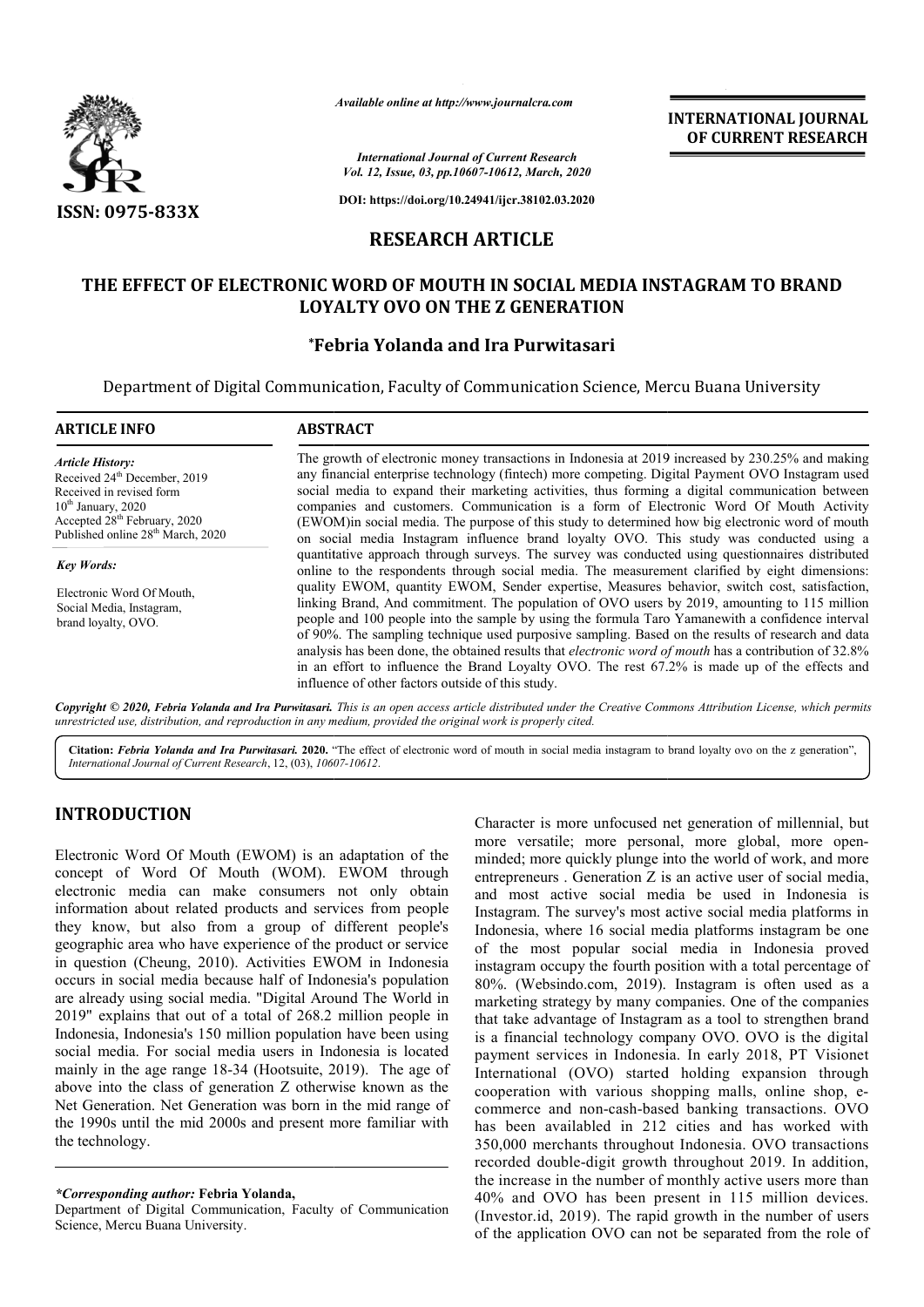Available online at http://www.journalcra.com

International Journal of Current Research
Vol. 12, Issue, 03, pp.10607-10612, March, 2020

DOI: https://doi.org/10.24941/ijcr.38102.03.2020

ISSN: 0975-833X

INTERNATIONAL JOURNAL OF CURRENT RESEARCH

RESEARCH ARTICLE

# THE EFFECT OF ELECTRONIC WORD OF MOUTH IN SOCIAL MEDIA INSTAGRAM TO BRAND LOYALTY OVO ON THE Z GENERATION

**\*Febria Yolanda and Ira Purwitasari**

Department of Digital Communication, Faculty of Communication Science, Mercu Buana University

**ARTICLE INFO**

*Article History:*
Received 24th December, 2019
Received in revised form
10th January, 2020
Accepted 28th February, 2020
Published online 28th March, 2020

*Key Words:*

Electronic Word Of Mouth, Social Media, Instagram, brand loyalty, OVO.

**ABSTRACT**

The growth of electronic money transactions in Indonesia at 2019 increased by 230.25% and making any financial enterprise technology (fintech) more competing. Digital Payment OVO Instagram used social media to expand their marketing activities, thus forming a digital communication between companies and customers. Communication is a form of Electronic Word Of Mouth Activity (EWOM)in social media. The purpose of this study to determined how big electronic word of mouth on social media Instagram influence brand loyalty OVO. This study was conducted using a quantitative approach through surveys. The survey was conducted using questionnaires distributed online to the respondents through social media. The measurement clarified by eight dimensions: quality EWOM, quantity EWOM, Sender expertise, Measures behavior, switch cost, satisfaction, linking Brand, And commitment. The population of OVO users by 2019, amounting to 115 million people and 100 people into the sample by using the formula Taro Yamanewith a confidence interval of 90%. The sampling technique used purposive sampling. Based on the results of research and data analysis has been done, the obtained results that *electronic word of mouth* has a contribution of 32.8% in an effort to influence the Brand Loyalty OVO. The rest 67.2% is made up of the effects and influence of other factors outside of this study.

*Copyright © 2020, Febria Yolanda and Ira Purwitasari. This is an open access article distributed under the Creative Commons Attribution License, which permits unrestricted use, distribution, and reproduction in any medium, provided the original work is properly cited.*

**Citation:** *Febria Yolanda and Ira Purwitasari.* **2020.** "The effect of electronic word of mouth in social media instagram to brand loyalty ovo on the z generation", *International Journal of Current Research*, 12, (03), 10607-10612.

## INTRODUCTION

Electronic Word Of Mouth (EWOM) is an adaptation of the concept of Word Of Mouth (WOM). EWOM through electronic media can make consumers not only obtain information about related products and services from people they know, but also from a group of different people's geographic area who have experience of the product or service in question (Cheung, 2010). Activities EWOM in Indonesia occurs in social media because half of Indonesia's population are already using social media. "Digital Around The World in 2019" explains that out of a total of 268.2 million people in Indonesia, Indonesia's 150 million population have been using social media. For social media users in Indonesia is located mainly in the age range 18-34 (Hootsuite, 2019). The age of above into the class of generation Z otherwise known as the Net Generation. Net Generation was born in the mid range of the 1990s until the mid 2000s and present more familiar with the technology.

Character is more unfocused net generation of millennial, but more versatile; more personal, more global, more open-minded; more quickly plunge into the world of work, and more entrepreneurs . Generation Z is an active user of social media, and most active social media be used in Indonesia is Instagram. The survey's most active social media platforms in Indonesia, where 16 social media platforms instagram be one of the most popular social media in Indonesia proved instagram occupy the fourth position with a total percentage of 80%. (Websindo.com, 2019). Instagram is often used as a marketing strategy by many companies. One of the companies that take advantage of Instagram as a tool to strengthen brand is a financial technology company OVO. OVO is the digital payment services in Indonesia. In early 2018, PT Visionet International (OVO) started holding expansion through cooperation with various shopping malls, online shop, e-commerce and non-cash-based banking transactions. OVO has been availabled in 212 cities and has worked with 350,000 merchants throughout Indonesia. OVO transactions recorded double-digit growth throughout 2019. In addition, the increase in the number of monthly active users more than 40% and OVO has been present in 115 million devices. (Investor.id, 2019). The rapid growth in the number of users of the application OVO can not be separated from the role of

*\*Corresponding author:* **Febria Yolanda,**
Department of Digital Communication, Faculty of Communication Science, Mercu Buana University.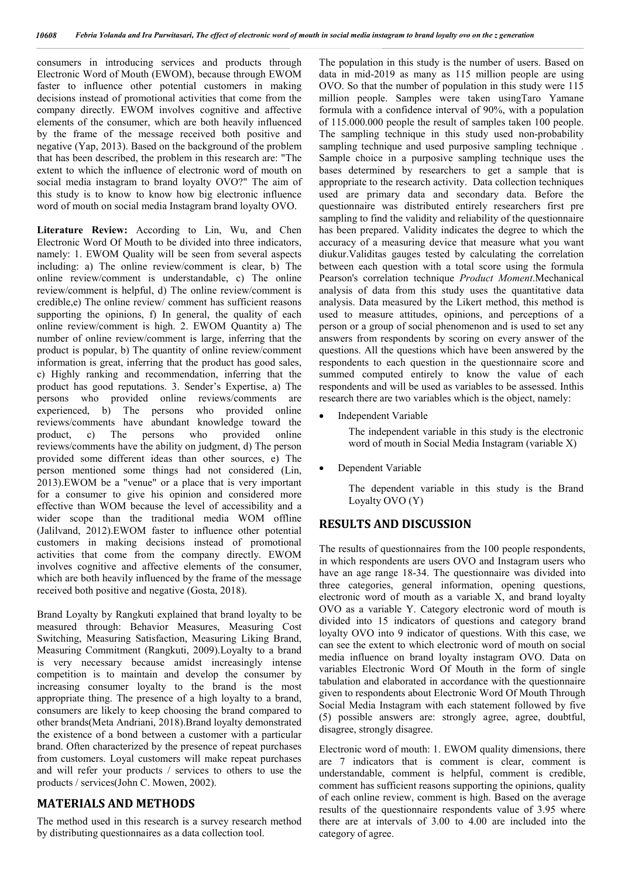consumers in introducing services and products through Electronic Word of Mouth (EWOM), because through EWOM faster to influence other potential customers in making decisions instead of promotional activities that come from the company directly. EWOM involves cognitive and affective elements of the consumer, which are both heavily influenced by the frame of the message received both positive and negative (Yap, 2013). Based on the background of the problem that has been described, the problem in this research are: "The extent to which the influence of electronic word of mouth on social media instagram to brand loyalty OVO?" The aim of this study is to know to know how big electronic influence word of mouth on social media Instagram brand loyalty OVO.

**Literature Review:** According to Lin, Wu, and Chen Electronic Word Of Mouth to be divided into three indicators, namely: 1. EWOM Quality will be seen from several aspects including: a) The online review/comment is clear, b) The online review/comment is understandable, c) The online review/comment is helpful, d) The online review/comment is credible,e) The online review/ comment has sufficient reasons supporting the opinions, f) In general, the quality of each online review/comment is high. 2. EWOM Quantity a) The number of online review/comment is large, inferring that the product is popular, b) The quantity of online review/comment information is great, inferring that the product has good sales, c) Highly ranking and recommendation, inferring that the product has good reputations. 3. Sender's Expertise, a) The persons who provided online reviews/comments are experienced, b) The persons who provided online reviews/comments have abundant knowledge toward the product, c) The persons who provided online reviews/comments have the ability on judgment, d) The person provided some different ideas than other sources, e) The person mentioned some things had not considered (Lin, 2013).EWOM be a "venue" or a place that is very important for a consumer to give his opinion and considered more effective than WOM because the level of accessibility and a wider scope than the traditional media WOM offline (Jalilvand, 2012).EWOM faster to influence other potential customers in making decisions instead of promotional activities that come from the company directly. EWOM involves cognitive and affective elements of the consumer, which are both heavily influenced by the frame of the message received both positive and negative (Gosta, 2018).

Brand Loyalty by Rangkuti explained that brand loyalty to be measured through: Behavior Measures, Measuring Cost Switching, Measuring Satisfaction, Measuring Liking Brand, Measuring Commitment (Rangkuti, 2009).Loyalty to a brand is very necessary because amidst increasingly intense competition is to maintain and develop the consumer by increasing consumer loyalty to the brand is the most appropriate thing. The presence of a high loyalty to a brand, consumers are likely to keep choosing the brand compared to other brands(Meta Andriani, 2018).Brand loyalty demonstrated the existence of a bond between a customer with a particular brand. Often characterized by the presence of repeat purchases from customers. Loyal customers will make repeat purchases and will refer your products / services to others to use the products / services(John C. Mowen, 2002).

## MATERIALS AND METHODS

The method used in this research is a survey research method by distributing questionnaires as a data collection tool.

The population in this study is the number of users. Based on data in mid-2019 as many as 115 million people are using OVO. So that the number of population in this study were 115 million people. Samples were taken usingTaro Yamane formula with a confidence interval of 90%, with a population of 115.000.000 people the result of samples taken 100 people. The sampling technique in this study used non-probability sampling technique and used purposive sampling technique . Sample choice in a purposive sampling technique uses the bases determined by researchers to get a sample that is appropriate to the research activity. Data collection techniques used are primary data and secondary data. Before the questionnaire was distributed entirely researchers first pre sampling to find the validity and reliability of the questionnaire has been prepared. Validity indicates the degree to which the accuracy of a measuring device that measure what you want diukur.Validitas gauges tested by calculating the correlation between each question with a total score using the formula Pearson's correlation technique *Product Moment*.Mechanical analysis of data from this study uses the quantitative data analysis. Data measured by the Likert method, this method is used to measure attitudes, opinions, and perceptions of a person or a group of social phenomenon and is used to set any answers from respondents by scoring on every answer of the questions. All the questions which have been answered by the respondents to each question in the questionnaire score and summed computed entirely to know the value of each respondents and will be used as variables to be assessed. Inthis research there are two variables which is the object, namely:

- Independent Variable

  The independent variable in this study is the electronic word of mouth in Social Media Instagram (variable X)

- Dependent Variable

  The dependent variable in this study is the Brand Loyalty OVO (Y)

## RESULTS AND DISCUSSION

The results of questionnaires from the 100 people respondents, in which respondents are users OVO and Instagram users who have an age range 18-34. The questionnaire was divided into three categories, general information, opening questions, electronic word of mouth as a variable X, and brand loyalty OVO as a variable Y. Category electronic word of mouth is divided into 15 indicators of questions and category brand loyalty OVO into 9 indicator of questions. With this case, we can see the extent to which electronic word of mouth on social media influence on brand loyalty instagram OVO. Data on variables Electronic Word Of Mouth in the form of single tabulation and elaborated in accordance with the questionnaire given to respondents about Electronic Word Of Mouth Through Social Media Instagram with each statement followed by five (5) possible answers are: strongly agree, agree, doubtful, disagree, strongly disagree.

Electronic word of mouth: 1. EWOM quality dimensions, there are 7 indicators that is comment is clear, comment is understandable, comment is helpful, comment is credible, comment has sufficient reasons supporting the opinions, quality of each online review, comment is high. Based on the average results of the questionnaire respondents value of 3.95 where there are at intervals of 3.00 to 4.00 are included into the category of agree.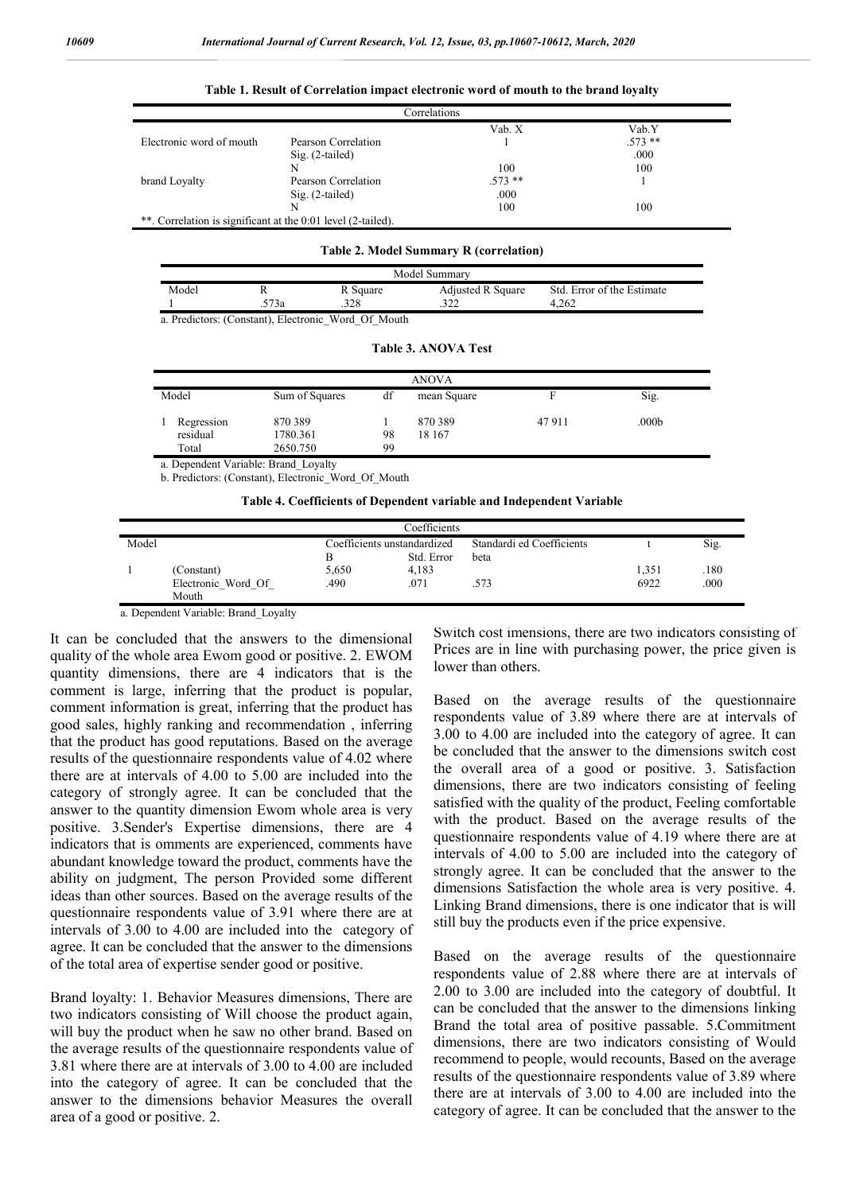**Table 1. Result of Correlation impact electronic word of mouth to the brand loyalty**

| Correlations | | | |
|---|---|---|---|
| | | Vab. X | Vab.Y |
| Electronic word of mouth | Pearson Correlation | 1 | .573 ** |
| | Sig. (2-tailed) | | .000 |
| | N | 100 | 100 |
| brand Loyalty | Pearson Correlation | .573 ** | 1 |
| | Sig. (2-tailed) | .000 | |
| | N | 100 | 100 |

**. Correlation is significant at the 0:01 level (2-tailed).

**Table 2. Model Summary R (correlation)**

| Model | R | R Square | Adjusted R Square | Std. Error of the Estimate |
|---|---|---|---|---|
| 1 | .573a | .328 | .322 | 4,262 |

a. Predictors: (Constant), Electronic_Word_Of_Mouth

**Table 3. ANOVA Test**

| Model | | Sum of Squares | df | mean Square | F | Sig. |
|---|---|---|---|---|---|---|
| 1 | Regression | 870 389 | 1 | 870 389 | 47 911 | .000b |
| | residual | 1780.361 | 98 | 18 167 | | |
| | Total | 2650.750 | 99 | | | |

a. Dependent Variable: Brand_Loyalty

b. Predictors: (Constant), Electronic_Word_Of_Mouth

**Table 4. Coefficients of Dependent variable and Independent Variable**

| Model | | Coefficients unstandardized | | Standardi ed Coefficients | t | Sig. |
|---|---|---|---|---|---|---|
| | | B | Std. Error | beta | | |
| 1 | (Constant) | 5,650 | 4,183 | | 1,351 | .180 |
| | Electronic_Word_Of_ Mouth | .490 | .071 | .573 | 6922 | .000 |

a. Dependent Variable: Brand_Loyalty

It can be concluded that the answers to the dimensional quality of the whole area Ewom good or positive. 2. EWOM quantity dimensions, there are 4 indicators that is the comment is large, inferring that the product is popular, comment information is great, inferring that the product has good sales, highly ranking and recommendation , inferring that the product has good reputations. Based on the average results of the questionnaire respondents value of 4.02 where there are at intervals of 4.00 to 5.00 are included into the category of strongly agree. It can be concluded that the answer to the quantity dimension Ewom whole area is very positive. 3.Sender's Expertise dimensions, there are 4 indicators that is omments are experienced, comments have abundant knowledge toward the product, comments have the ability on judgment, The person Provided some different ideas than other sources. Based on the average results of the questionnaire respondents value of 3.91 where there are at intervals of 3.00 to 4.00 are included into the category of agree. It can be concluded that the answer to the dimensions of the total area of expertise sender good or positive.

Brand loyalty: 1. Behavior Measures dimensions, There are two indicators consisting of Will choose the product again, will buy the product when he saw no other brand. Based on the average results of the questionnaire respondents value of 3.81 where there are at intervals of 3.00 to 4.00 are included into the category of agree. It can be concluded that the answer to the dimensions behavior Measures the overall area of a good or positive. 2.

Switch cost imensions, there are two indicators consisting of Prices are in line with purchasing power, the price given is lower than others.

Based on the average results of the questionnaire respondents value of 3.89 where there are at intervals of 3.00 to 4.00 are included into the category of agree. It can be concluded that the answer to the dimensions switch cost the overall area of a good or positive. 3. Satisfaction dimensions, there are two indicators consisting of feeling satisfied with the quality of the product, Feeling comfortable with the product. Based on the average results of the questionnaire respondents value of 4.19 where there are at intervals of 4.00 to 5.00 are included into the category of strongly agree. It can be concluded that the answer to the dimensions Satisfaction the whole area is very positive. 4. Linking Brand dimensions, there is one indicator that is will still buy the products even if the price expensive.

Based on the average results of the questionnaire respondents value of 2.88 where there are at intervals of 2.00 to 3.00 are included into the category of doubtful. It can be concluded that the answer to the dimensions linking Brand the total area of positive passable. 5.Commitment dimensions, there are two indicators consisting of Would recommend to people, would recounts, Based on the average results of the questionnaire respondents value of 3.89 where there are at intervals of 3.00 to 4.00 are included into the category of agree. It can be concluded that the answer to the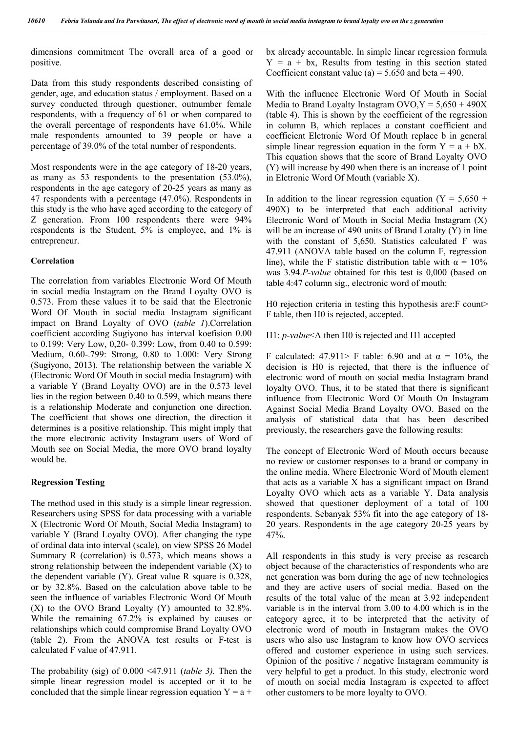dimensions commitment The overall area of a good or positive.

Data from this study respondents described consisting of gender, age, and education status / employment. Based on a survey conducted through questioner, outnumber female respondents, with a frequency of 61 or when compared to the overall percentage of respondents have 61.0%. While male respondents amounted to 39 people or have a percentage of 39.0% of the total number of respondents.

Most respondents were in the age category of 18-20 years, as many as 53 respondents to the presentation (53.0%), respondents in the age category of 20-25 years as many as 47 respondents with a percentage (47.0%). Respondents in this study is the who have aged according to the category of Z generation. From 100 respondents there were 94% respondents is the Student, 5% is employee, and 1% is entrepreneur.

**Correlation**

The correlation from variables Electronic Word Of Mouth in social media Instagram on the Brand Loyalty OVO is 0.573. From these values it to be said that the Electronic Word Of Mouth in social media Instagram significant impact on Brand Loyalty of OVO (*table 1*).Correlation coefficient according Sugiyono has interval koefision 0.00 to 0.199: Very Low, 0,20- 0.399: Low, from 0.40 to 0.599: Medium, 0.60-.799: Strong, 0.80 to 1.000: Very Strong (Sugiyono, 2013). The relationship between the variable X (Electronic Word Of Mouth in social media Instagram) with a variable Y (Brand Loyalty OVO) are in the 0.573 level lies in the region between 0.40 to 0.599, which means there is a relationship Moderate and conjunction one direction. The coefficient that shows one direction, the direction it determines is a positive relationship. This might imply that the more electronic activity Instagram users of Word of Mouth see on Social Media, the more OVO brand loyalty would be.

**Regression Testing**

The method used in this study is a simple linear regression. Researchers using SPSS for data processing with a variable X (Electronic Word Of Mouth, Social Media Instagram) to variable Y (Brand Loyalty OVO). After changing the type of ordinal data into interval (scale), on view SPSS 26 Model Summary R (correlation) is 0.573, which means shows a strong relationship between the independent variable (X) to the dependent variable (Y). Great value R square is 0.328, or by 32.8%. Based on the calculation above table to be seen the influence of variables Electronic Word Of Mouth (X) to the OVO Brand Loyalty (Y) amounted to 32.8%. While the remaining 67.2% is explained by causes or relationships which could compromise Brand Loyalty OVO (table 2). From the ANOVA test results or F-test is calculated F value of 47.911.

The probability (sig) of 0.000 <47.911 (*table 3).* Then the simple linear regression model is accepted or it to be concluded that the simple linear regression equation $Y = a + bx$ already accountable. In simple linear regression formula $Y = a + bx$, Results from testing in this section stated Coefficient constant value (a) = 5.650 and beta = 490.

With the influence Electronic Word Of Mouth in Social Media to Brand Loyalty Instagram OVO,$Y = 5{,}650 + 490X$ (table 4). This is shown by the coefficient of the regression in column B, which replaces a constant coefficient and coefficient Elctronic Word Of Mouth replace b in general simple linear regression equation in the form $Y = a + bX$. This equation shows that the score of Brand Loyalty OVO (Y) will increase by 490 when there is an increase of 1 point in Elctronic Word Of Mouth (variable X).

In addition to the linear regression equation ($Y = 5{,}650 + 490X$) to be interpreted that each additional activity Electronic Word of Mouth in Social Media Instagram (X) will be an increase of 490 units of Brand Lotalty (Y) in line with the constant of 5,650. Statistics calculated F was 47.911 (ANOVA table based on the column F, regression line), while the F statistic distribution table with $\alpha = 10\%$ was 3.94.*P-value* obtained for this test is 0,000 (based on table 4:47 column sig., electronic word of mouth:

H0 rejection criteria in testing this hypothesis are:F count> F table, then H0 is rejected, accepted.

H1: *p-value*<A then H0 is rejected and H1 accepted

F calculated: 47.911> F table: 6.90 and at $\alpha = 10\%$, the decision is H0 is rejected, that there is the influence of electronic word of mouth on social media Instagram brand loyalty OVO. Thus, it to be stated that there is significant influence from Electronic Word Of Mouth On Instagram Against Social Media Brand Loyalty OVO. Based on the analysis of statistical data that has been described previously, the researchers gave the following results:

The concept of Electronic Word of Mouth occurs because no review or customer responses to a brand or company in the online media. Where Electronic Word of Mouth element that acts as a variable X has a significant impact on Brand Loyalty OVO which acts as a variable Y. Data analysis showed that questioner deployment of a total of 100 respondents. Sebanyak 53% fit into the age category of 18-20 years. Respondents in the age category 20-25 years by 47%.

All respondents in this study is very precise as research object because of the characteristics of respondents who are net generation was born during the age of new technologies and they are active users of social media. Based on the results of the total value of the mean at 3.92 independent variable is in the interval from 3.00 to 4.00 which is in the category agree, it to be interpreted that the activity of electronic word of mouth in Instagram makes the OVO users who also use Instagram to know how OVO services offered and customer experience in using such services. Opinion of the positive / negative Instagram community is very helpful to get a product. In this study, electronic word of mouth on social media Instagram is expected to affect other customers to be more loyalty to OVO.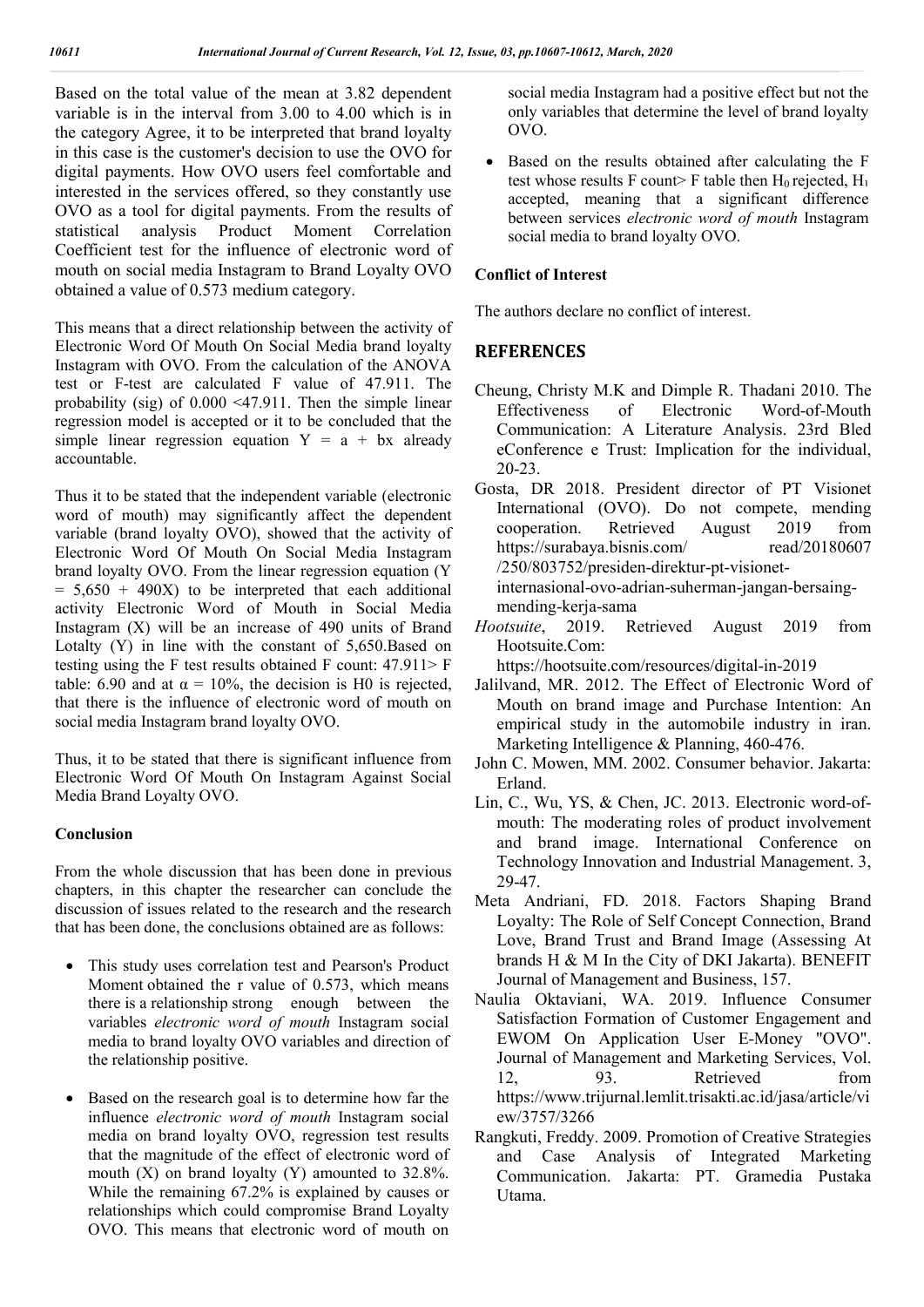Based on the total value of the mean at 3.82 dependent variable is in the interval from 3.00 to 4.00 which is in the category Agree, it to be interpreted that brand loyalty in this case is the customer's decision to use the OVO for digital payments. How OVO users feel comfortable and interested in the services offered, so they constantly use OVO as a tool for digital payments. From the results of statistical analysis Product Moment Correlation Coefficient test for the influence of electronic word of mouth on social media Instagram to Brand Loyalty OVO obtained a value of 0.573 medium category.

This means that a direct relationship between the activity of Electronic Word Of Mouth On Social Media brand loyalty Instagram with OVO. From the calculation of the ANOVA test or F-test are calculated F value of 47.911. The probability (sig) of 0.000 <47.911. Then the simple linear regression model is accepted or it to be concluded that the simple linear regression equation $Y = a + bx$ already accountable.

Thus it to be stated that the independent variable (electronic word of mouth) may significantly affect the dependent variable (brand loyalty OVO), showed that the activity of Electronic Word Of Mouth On Social Media Instagram brand loyalty OVO. From the linear regression equation ($Y = 5{,}650 + 490X$) to be interpreted that each additional activity Electronic Word of Mouth in Social Media Instagram (X) will be an increase of 490 units of Brand Lotalty (Y) in line with the constant of 5,650.Based on testing using the F test results obtained F count: 47.911> F table: 6.90 and at $\alpha = 10\%$, the decision is H0 is rejected, that there is the influence of electronic word of mouth on social media Instagram brand loyalty OVO.

Thus, it to be stated that there is significant influence from Electronic Word Of Mouth On Instagram Against Social Media Brand Loyalty OVO.

### Conclusion

From the whole discussion that has been done in previous chapters, in this chapter the researcher can conclude the discussion of issues related to the research and the research that has been done, the conclusions obtained are as follows:

- This study uses correlation test and Pearson's Product Moment obtained the r value of 0.573, which means there is a relationship strong enough between the variables *electronic word of mouth* Instagram social media to brand loyalty OVO variables and direction of the relationship positive.
- Based on the research goal is to determine how far the influence *electronic word of mouth* Instagram social media on brand loyalty OVO, regression test results that the magnitude of the effect of electronic word of mouth (X) on brand loyalty (Y) amounted to 32.8%. While the remaining 67.2% is explained by causes or relationships which could compromise Brand Loyalty OVO. This means that electronic word of mouth on social media Instagram had a positive effect but not the only variables that determine the level of brand loyalty OVO.
- Based on the results obtained after calculating the F test whose results F count> F table then $H_0$ rejected, $H_1$ accepted, meaning that a significant difference between services *electronic word of mouth* Instagram social media to brand loyalty OVO.

### Conflict of Interest

The authors declare no conflict of interest.

## REFERENCES

Cheung, Christy M.K and Dimple R. Thadani 2010. The Effectiveness of Electronic Word-of-Mouth Communication: A Literature Analysis. 23rd Bled eConference e Trust: Implication for the individual, 20-23.

Gosta, DR 2018. President director of PT Visionet International (OVO). Do not compete, mending cooperation. Retrieved August 2019 from https://surabaya.bisnis.com/ read/20180607 /250/803752/presiden-direktur-pt-visionet-internasional-ovo-adrian-suherman-jangan-bersaing-mending-kerja-sama

*Hootsuite*, 2019. Retrieved August 2019 from Hootsuite.Com: https://hootsuite.com/resources/digital-in-2019

Jalilvand, MR. 2012. The Effect of Electronic Word of Mouth on brand image and Purchase Intention: An empirical study in the automobile industry in iran. Marketing Intelligence & Planning, 460-476.

John C. Mowen, MM. 2002. Consumer behavior. Jakarta: Erland.

Lin, C., Wu, YS, & Chen, JC. 2013. Electronic word-of-mouth: The moderating roles of product involvement and brand image. International Conference on Technology Innovation and Industrial Management. 3, 29-47.

Meta Andriani, FD. 2018. Factors Shaping Brand Loyalty: The Role of Self Concept Connection, Brand Love, Brand Trust and Brand Image (Assessing At brands H & M In the City of DKI Jakarta). BENEFIT Journal of Management and Business, 157.

Naulia Oktaviani, WA. 2019. Influence Consumer Satisfaction Formation of Customer Engagement and EWOM On Application User E-Money "OVO". Journal of Management and Marketing Services, Vol. 12, 93. Retrieved from https://www.trijurnal.lemlit.trisakti.ac.id/jasa/article/view/3757/3266

Rangkuti, Freddy. 2009. Promotion of Creative Strategies and Case Analysis of Integrated Marketing Communication. Jakarta: PT. Gramedia Pustaka Utama.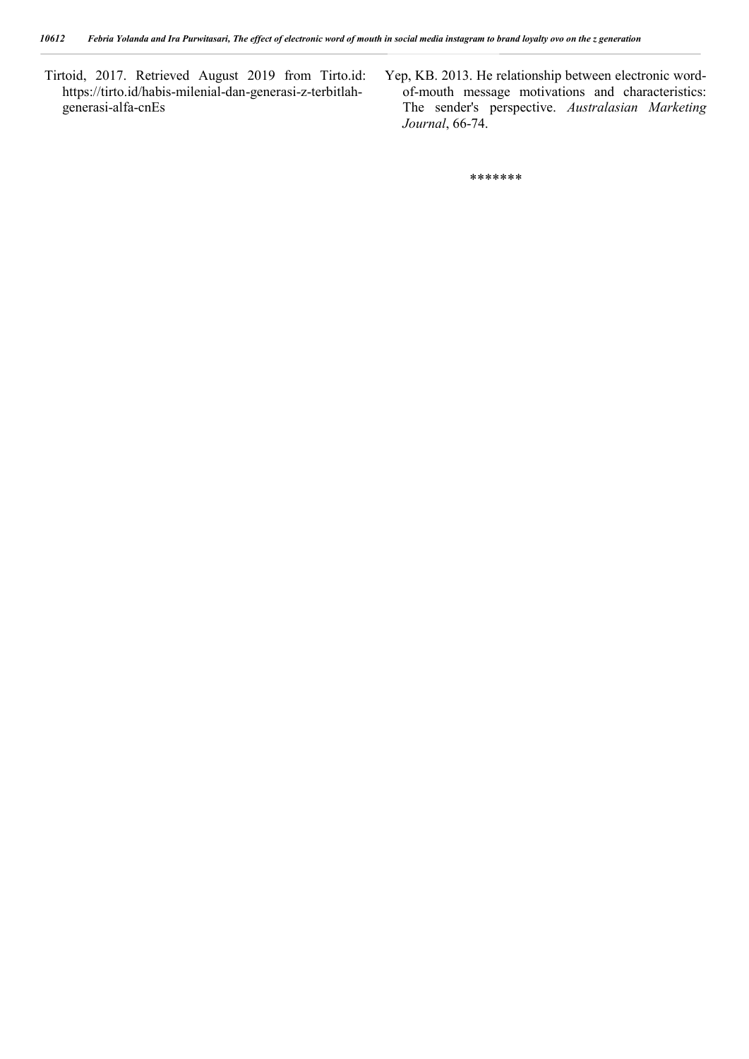Tirtoid, 2017. Retrieved August 2019 from Tirto.id: https://tirto.id/habis-milenial-dan-generasi-z-terbitlah-generasi-alfa-cnEs

Yep, KB. 2013. He relationship between electronic word-of-mouth message motivations and characteristics: The sender's perspective. *Australasian Marketing Journal*, 66-74.

*******